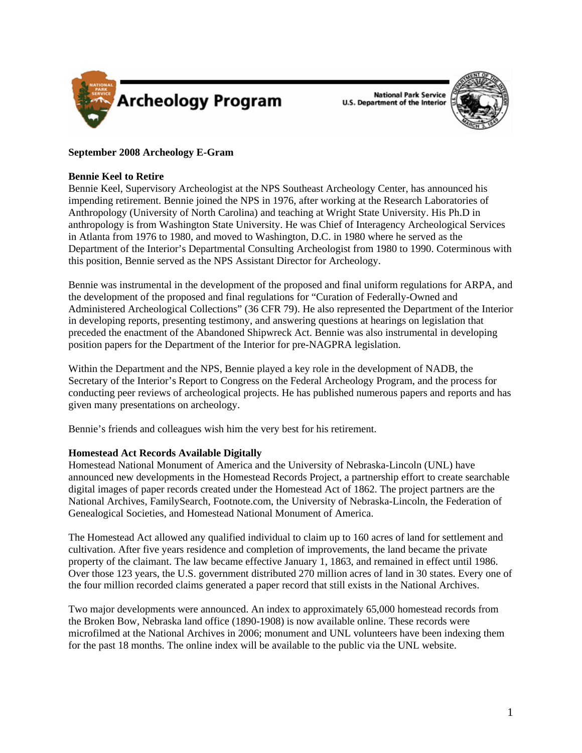Archeology Program

National Park Service
U.S. Department of the Interior

**September 2008 Archeology E-Gram**

**Bennie Keel to Retire**

Bennie Keel, Supervisory Archeologist at the NPS Southeast Archeology Center, has announced his impending retirement. Bennie joined the NPS in 1976, after working at the Research Laboratories of Anthropology (University of North Carolina) and teaching at Wright State University. His Ph.D in anthropology is from Washington State University. He was Chief of Interagency Archeological Services in Atlanta from 1976 to 1980, and moved to Washington, D.C. in 1980 where he served as the Department of the Interior's Departmental Consulting Archeologist from 1980 to 1990. Coterminous with this position, Bennie served as the NPS Assistant Director for Archeology.

Bennie was instrumental in the development of the proposed and final uniform regulations for ARPA, and the development of the proposed and final regulations for "Curation of Federally-Owned and Administered Archeological Collections" (36 CFR 79). He also represented the Department of the Interior in developing reports, presenting testimony, and answering questions at hearings on legislation that preceded the enactment of the Abandoned Shipwreck Act. Bennie was also instrumental in developing position papers for the Department of the Interior for pre-NAGPRA legislation.

Within the Department and the NPS, Bennie played a key role in the development of NADB, the Secretary of the Interior's Report to Congress on the Federal Archeology Program, and the process for conducting peer reviews of archeological projects. He has published numerous papers and reports and has given many presentations on archeology.

Bennie's friends and colleagues wish him the very best for his retirement.

**Homestead Act Records Available Digitally**

Homestead National Monument of America and the University of Nebraska-Lincoln (UNL) have announced new developments in the Homestead Records Project, a partnership effort to create searchable digital images of paper records created under the Homestead Act of 1862. The project partners are the National Archives, FamilySearch, Footnote.com, the University of Nebraska-Lincoln, the Federation of Genealogical Societies, and Homestead National Monument of America.

The Homestead Act allowed any qualified individual to claim up to 160 acres of land for settlement and cultivation. After five years residence and completion of improvements, the land became the private property of the claimant. The law became effective January 1, 1863, and remained in effect until 1986. Over those 123 years, the U.S. government distributed 270 million acres of land in 30 states. Every one of the four million recorded claims generated a paper record that still exists in the National Archives.

Two major developments were announced. An index to approximately 65,000 homestead records from the Broken Bow, Nebraska land office (1890-1908) is now available online. These records were microfilmed at the National Archives in 2006; monument and UNL volunteers have been indexing them for the past 18 months. The online index will be available to the public via the UNL website.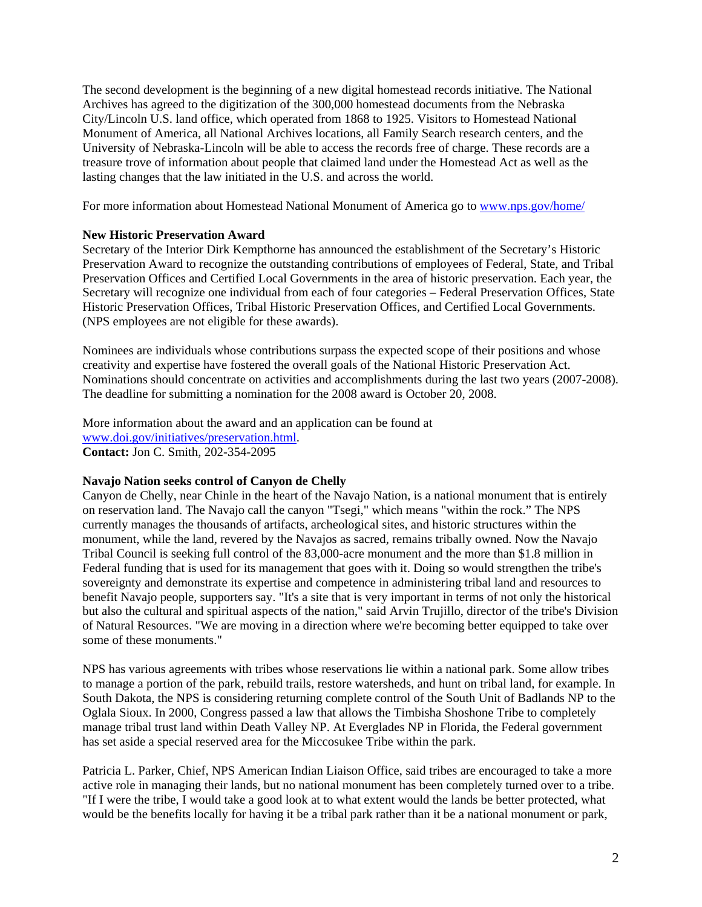The second development is the beginning of a new digital homestead records initiative. The National Archives has agreed to the digitization of the 300,000 homestead documents from the Nebraska City/Lincoln U.S. land office, which operated from 1868 to 1925. Visitors to Homestead National Monument of America, all National Archives locations, all Family Search research centers, and the University of Nebraska-Lincoln will be able to access the records free of charge. These records are a treasure trove of information about people that claimed land under the Homestead Act as well as the lasting changes that the law initiated in the U.S. and across the world.

For more information about Homestead National Monument of America go to [www.nps.gov/home/](www.nps.gov/home/)

**New Historic Preservation Award**

Secretary of the Interior Dirk Kempthorne has announced the establishment of the Secretary's Historic Preservation Award to recognize the outstanding contributions of employees of Federal, State, and Tribal Preservation Offices and Certified Local Governments in the area of historic preservation. Each year, the Secretary will recognize one individual from each of four categories – Federal Preservation Offices, State Historic Preservation Offices, Tribal Historic Preservation Offices, and Certified Local Governments. (NPS employees are not eligible for these awards).

Nominees are individuals whose contributions surpass the expected scope of their positions and whose creativity and expertise have fostered the overall goals of the National Historic Preservation Act. Nominations should concentrate on activities and accomplishments during the last two years (2007-2008). The deadline for submitting a nomination for the 2008 award is October 20, 2008.

More information about the award and an application can be found at [www.doi.gov/initiatives/preservation.html](www.doi.gov/initiatives/preservation.html).
**Contact:** Jon C. Smith, 202-354-2095

**Navajo Nation seeks control of Canyon de Chelly**

Canyon de Chelly, near Chinle in the heart of the Navajo Nation, is a national monument that is entirely on reservation land. The Navajo call the canyon "Tsegi," which means "within the rock." The NPS currently manages the thousands of artifacts, archeological sites, and historic structures within the monument, while the land, revered by the Navajos as sacred, remains tribally owned. Now the Navajo Tribal Council is seeking full control of the 83,000-acre monument and the more than $1.8 million in Federal funding that is used for its management that goes with it. Doing so would strengthen the tribe's sovereignty and demonstrate its expertise and competence in administering tribal land and resources to benefit Navajo people, supporters say. "It's a site that is very important in terms of not only the historical but also the cultural and spiritual aspects of the nation," said Arvin Trujillo, director of the tribe's Division of Natural Resources. "We are moving in a direction where we're becoming better equipped to take over some of these monuments."

NPS has various agreements with tribes whose reservations lie within a national park. Some allow tribes to manage a portion of the park, rebuild trails, restore watersheds, and hunt on tribal land, for example. In South Dakota, the NPS is considering returning complete control of the South Unit of Badlands NP to the Oglala Sioux. In 2000, Congress passed a law that allows the Timbisha Shoshone Tribe to completely manage tribal trust land within Death Valley NP. At Everglades NP in Florida, the Federal government has set aside a special reserved area for the Miccosukee Tribe within the park.

Patricia L. Parker, Chief, NPS American Indian Liaison Office, said tribes are encouraged to take a more active role in managing their lands, but no national monument has been completely turned over to a tribe. "If I were the tribe, I would take a good look at to what extent would the lands be better protected, what would be the benefits locally for having it be a tribal park rather than it be a national monument or park,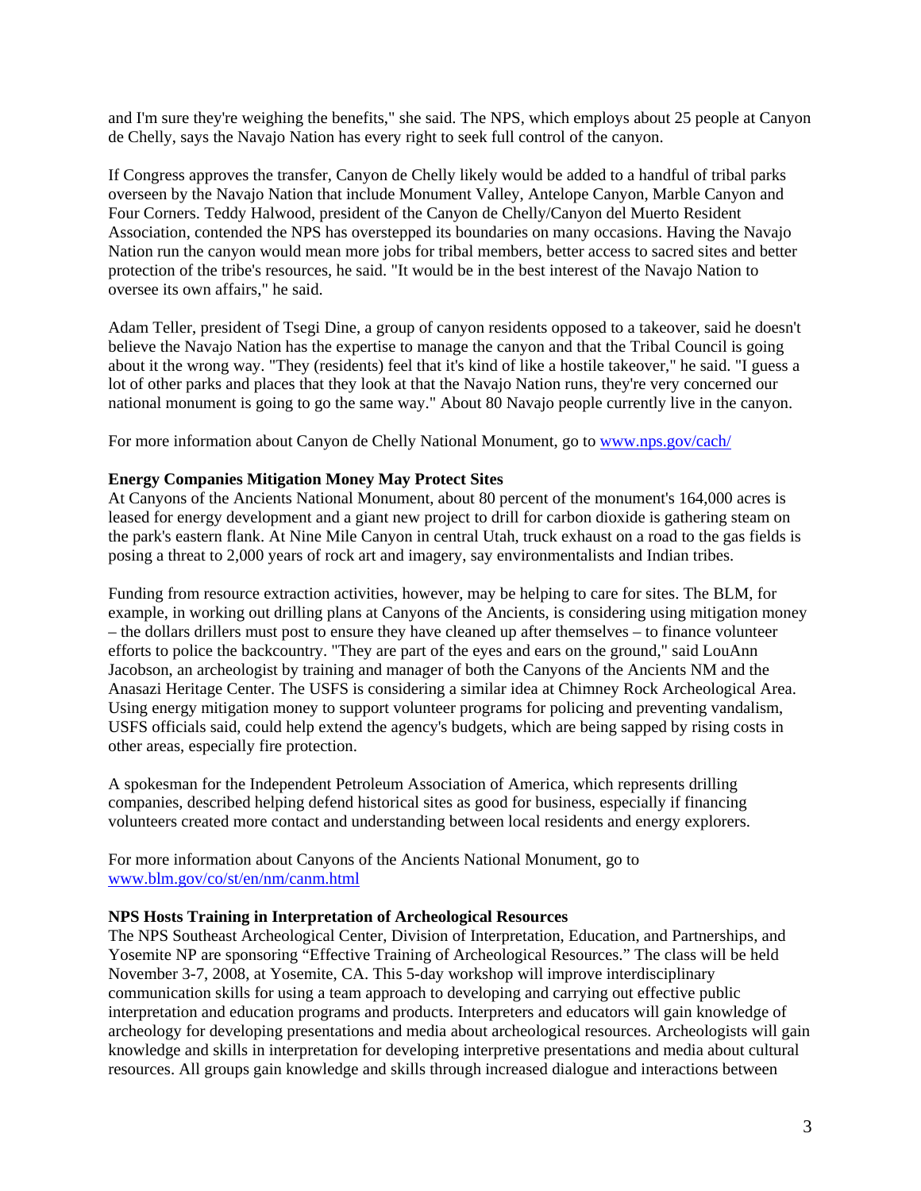and I'm sure they're weighing the benefits," she said. The NPS, which employs about 25 people at Canyon de Chelly, says the Navajo Nation has every right to seek full control of the canyon.

If Congress approves the transfer, Canyon de Chelly likely would be added to a handful of tribal parks overseen by the Navajo Nation that include Monument Valley, Antelope Canyon, Marble Canyon and Four Corners. Teddy Halwood, president of the Canyon de Chelly/Canyon del Muerto Resident Association, contended the NPS has overstepped its boundaries on many occasions. Having the Navajo Nation run the canyon would mean more jobs for tribal members, better access to sacred sites and better protection of the tribe's resources, he said. "It would be in the best interest of the Navajo Nation to oversee its own affairs," he said.

Adam Teller, president of Tsegi Dine, a group of canyon residents opposed to a takeover, said he doesn't believe the Navajo Nation has the expertise to manage the canyon and that the Tribal Council is going about it the wrong way. "They (residents) feel that it's kind of like a hostile takeover," he said. "I guess a lot of other parks and places that they look at that the Navajo Nation runs, they're very concerned our national monument is going to go the same way." About 80 Navajo people currently live in the canyon.

For more information about Canyon de Chelly National Monument, go to [www.nps.gov/cach/](www.nps.gov/cach/)

**Energy Companies Mitigation Money May Protect Sites**

At Canyons of the Ancients National Monument, about 80 percent of the monument's 164,000 acres is leased for energy development and a giant new project to drill for carbon dioxide is gathering steam on the park's eastern flank. At Nine Mile Canyon in central Utah, truck exhaust on a road to the gas fields is posing a threat to 2,000 years of rock art and imagery, say environmentalists and Indian tribes.

Funding from resource extraction activities, however, may be helping to care for sites. The BLM, for example, in working out drilling plans at Canyons of the Ancients, is considering using mitigation money – the dollars drillers must post to ensure they have cleaned up after themselves – to finance volunteer efforts to police the backcountry. "They are part of the eyes and ears on the ground," said LouAnn Jacobson, an archeologist by training and manager of both the Canyons of the Ancients NM and the Anasazi Heritage Center. The USFS is considering a similar idea at Chimney Rock Archeological Area. Using energy mitigation money to support volunteer programs for policing and preventing vandalism, USFS officials said, could help extend the agency's budgets, which are being sapped by rising costs in other areas, especially fire protection.

A spokesman for the Independent Petroleum Association of America, which represents drilling companies, described helping defend historical sites as good for business, especially if financing volunteers created more contact and understanding between local residents and energy explorers.

For more information about Canyons of the Ancients National Monument, go to [www.blm.gov/co/st/en/nm/canm.html](www.blm.gov/co/st/en/nm/canm.html)

**NPS Hosts Training in Interpretation of Archeological Resources**

The NPS Southeast Archeological Center, Division of Interpretation, Education, and Partnerships, and Yosemite NP are sponsoring "Effective Training of Archeological Resources." The class will be held November 3-7, 2008, at Yosemite, CA. This 5-day workshop will improve interdisciplinary communication skills for using a team approach to developing and carrying out effective public interpretation and education programs and products. Interpreters and educators will gain knowledge of archeology for developing presentations and media about archeological resources. Archeologists will gain knowledge and skills in interpretation for developing interpretive presentations and media about cultural resources. All groups gain knowledge and skills through increased dialogue and interactions between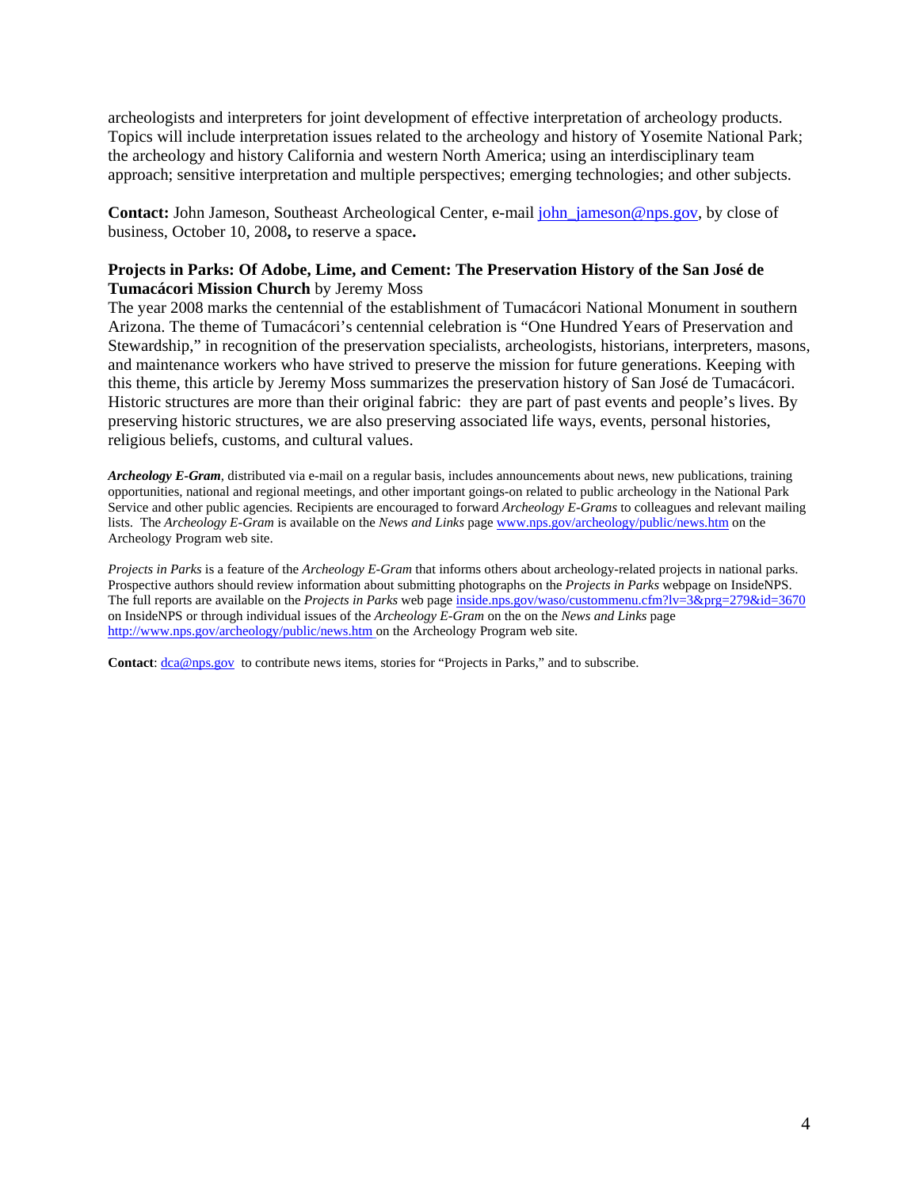archeologists and interpreters for joint development of effective interpretation of archeology products. Topics will include interpretation issues related to the archeology and history of Yosemite National Park; the archeology and history California and western North America; using an interdisciplinary team approach; sensitive interpretation and multiple perspectives; emerging technologies; and other subjects.

**Contact:** John Jameson, Southeast Archeological Center, e-mail john_jameson@nps.gov, by close of business, October 10, 2008**,** to reserve a space**.**

**Projects in Parks: Of Adobe, Lime, and Cement: The Preservation History of the San José de Tumacácori Mission Church** by Jeremy Moss

The year 2008 marks the centennial of the establishment of Tumacácori National Monument in southern Arizona. The theme of Tumacácori's centennial celebration is "One Hundred Years of Preservation and Stewardship," in recognition of the preservation specialists, archeologists, historians, interpreters, masons, and maintenance workers who have strived to preserve the mission for future generations. Keeping with this theme, this article by Jeremy Moss summarizes the preservation history of San José de Tumacácori. Historic structures are more than their original fabric: they are part of past events and people's lives. By preserving historic structures, we are also preserving associated life ways, events, personal histories, religious beliefs, customs, and cultural values.

***Archeology E-Gram***, distributed via e-mail on a regular basis, includes announcements about news, new publications, training opportunities, national and regional meetings, and other important goings-on related to public archeology in the National Park Service and other public agencies. Recipients are encouraged to forward *Archeology E-Grams* to colleagues and relevant mailing lists. The *Archeology E-Gram* is available on the *News and Links* page www.nps.gov/archeology/public/news.htm on the Archeology Program web site.

*Projects in Parks* is a feature of the *Archeology E-Gram* that informs others about archeology-related projects in national parks. Prospective authors should review information about submitting photographs on the *Projects in Parks* webpage on InsideNPS. The full reports are available on the *Projects in Parks* web page inside.nps.gov/waso/custommenu.cfm?lv=3&prg=279&id=3670 on InsideNPS or through individual issues of the *Archeology E-Gram* on the on the *News and Links* page http://www.nps.gov/archeology/public/news.htm on the Archeology Program web site.

**Contact**: dca@nps.gov to contribute news items, stories for "Projects in Parks," and to subscribe.